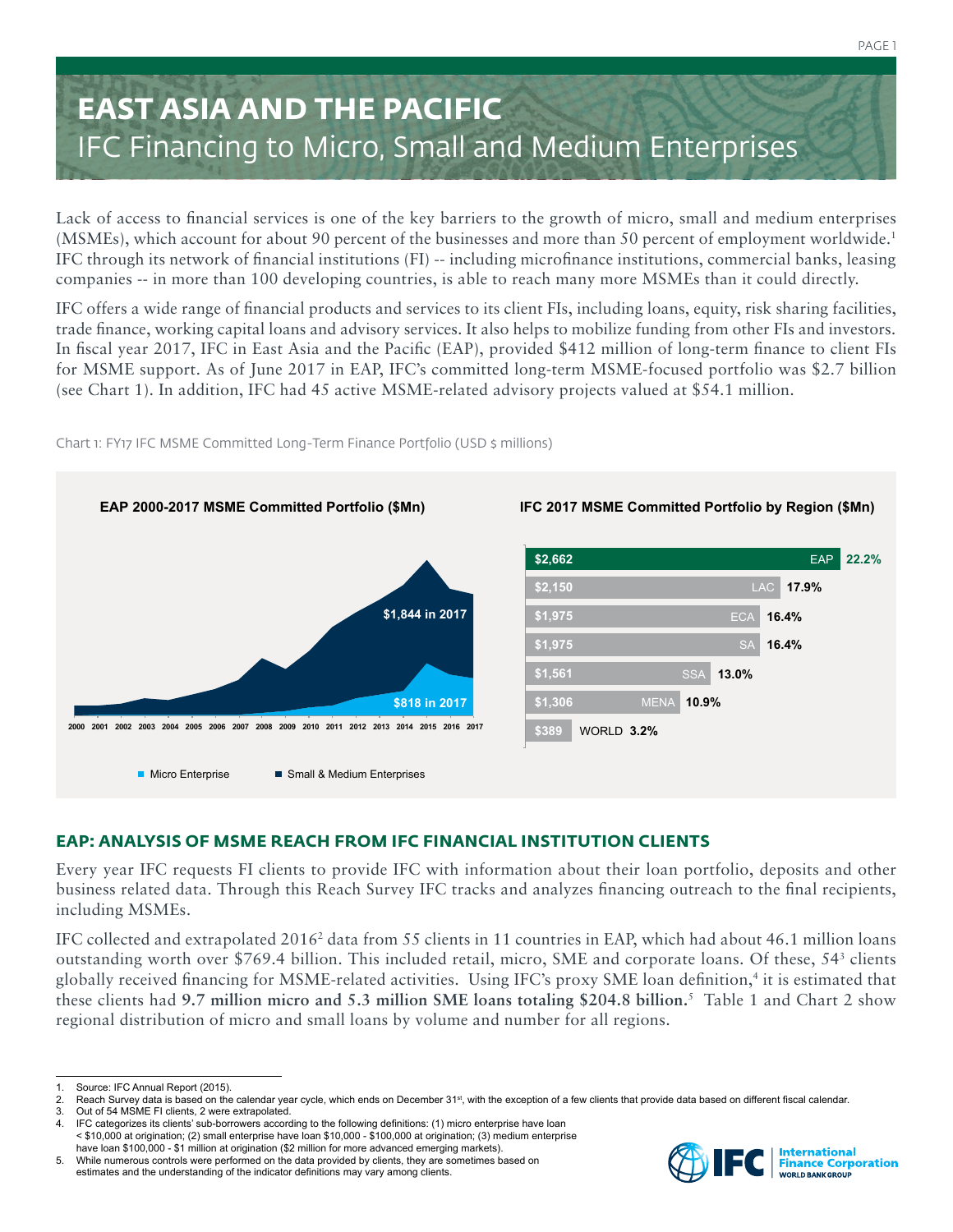# EAST ASIA AND THE PACIFIC

## IFC Financing to Micro, Small and Medium Enterprises

Lack of access to financial services is one of the key barriers to the growth of micro, small and medium enterprises (MSMEs), which account for about 90 percent of the businesses and more than 50 percent of employment worldwide.[1] IFC through its network of financial institutions (FI) -- including microfinance institutions, commercial banks, leasing companies -- in more than 100 developing countries, is able to reach many more MSMEs than it could directly.

IFC offers a wide range of financial products and services to its client FIs, including loans, equity, risk sharing facilities, trade finance, working capital loans and advisory services. It also helps to mobilize funding from other FIs and investors. In fiscal year 2017, IFC in East Asia and the Pacific (EAP), provided $412 million of long-term finance to client FIs for MSME support. As of June 2017 in EAP, IFC's committed long-term MSME-focused portfolio was $2.7 billion (see Chart 1). In addition, IFC had 45 active MSME-related advisory projects valued at $54.1 million.

Chart 1: FY17 IFC MSME Committed Long-Term Finance Portfolio (USD $ millions)

**EAP 2000-2017 MSME Committed Portfolio ($Mn)**

- $1,844 in 2017 (Small & Medium Enterprises)
- $818 in 2017 (Micro Enterprise)

Years: 2000 2001 2002 2003 2004 2005 2006 2007 2008 2009 2010 2011 2012 2013 2014 2015 2016 2017

Legend: Micro Enterprise; Small & Medium Enterprises

**IFC 2017 MSME Committed Portfolio by Region ($Mn)**

| Region | Amount ($Mn) | Share |
|---|---|---|
| EAP | $2,662 | 22.2% |
| LAC | $2,150 | 17.9% |
| ECA | $1,975 | 16.4% |
| SA | $1,975 | 16.4% |
| SSA | $1,561 | 13.0% |
| MENA | $1,306 | 10.9% |
| WORLD | $389 | 3.2% |

## EAP: ANALYSIS OF MSME REACH FROM IFC FINANCIAL INSTITUTION CLIENTS

Every year IFC requests FI clients to provide IFC with information about their loan portfolio, deposits and other business related data. Through this Reach Survey IFC tracks and analyzes financing outreach to the final recipients, including MSMEs.

IFC collected and extrapolated 2016[2] data from 55 clients in 11 countries in EAP, which had about 46.1 million loans outstanding worth over $769.4 billion. This included retail, micro, SME and corporate loans. Of these, 54[3] clients globally received financing for MSME-related activities. Using IFC's proxy SME loan definition,[4] it is estimated that these clients had **9.7 million micro and 5.3 million SME loans totaling $204.8 billion.**[5] Table 1 and Chart 2 show regional distribution of micro and small loans by volume and number for all regions.

---

1. Source: IFC Annual Report (2015).
2. Reach Survey data is based on the calendar year cycle, which ends on December 31st, with the exception of a few clients that provide data based on different fiscal calendar.
3. Out of 54 MSME FI clients, 2 were extrapolated.
4. IFC categorizes its clients' sub-borrowers according to the following definitions: (1) micro enterprise have loan < $10,000 at origination; (2) small enterprise have loan $10,000 - $100,000 at origination; (3) medium enterprise have loan $100,000 - $1 million at origination ($2 million for more advanced emerging markets).
5. While numerous controls were performed on the data provided by clients, they are sometimes based on estimates and the understanding of the indicator definitions may vary among clients.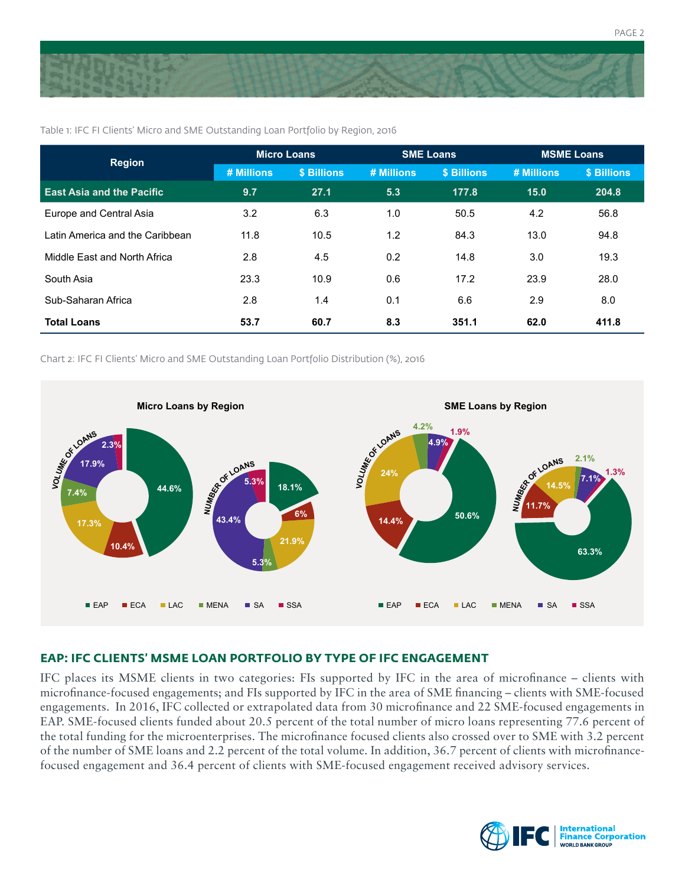Table 1: IFC FI Clients' Micro and SME Outstanding Loan Portfolio by Region, 2016

| Region | Micro Loans | | SME Loans | | MSME Loans | |
|---|---|---|---|---|---|---|
| | # Millions | $ Billions | # Millions | $ Billions | # Millions | $ Billions |
| **East Asia and the Pacific** | **9.7** | **27.1** | **5.3** | **177.8** | **15.0** | **204.8** |
| Europe and Central Asia | 3.2 | 6.3 | 1.0 | 50.5 | 4.2 | 56.8 |
| Latin America and the Caribbean | 11.8 | 10.5 | 1.2 | 84.3 | 13.0 | 94.8 |
| Middle East and North Africa | 2.8 | 4.5 | 0.2 | 14.8 | 3.0 | 19.3 |
| South Asia | 23.3 | 10.9 | 0.6 | 17.2 | 23.9 | 28.0 |
| Sub-Saharan Africa | 2.8 | 1.4 | 0.1 | 6.6 | 2.9 | 8.0 |
| **Total Loans** | **53.7** | **60.7** | **8.3** | **351.1** | **62.0** | **411.8** |

Chart 2: IFC FI Clients' Micro and SME Outstanding Loan Portfolio Distribution (%), 2016

**Micro Loans by Region**

| Region | Volume of Loans | Number of Loans |
|---|---|---|
| EAP | 44.6% | 18.1% |
| ECA | 10.4% | 6% |
| LAC | 17.3% | 21.9% |
| MENA | 7.4% | 5.3% |
| SA | 17.9% | 43.4% |
| SSA | 2.3% | 5.3% |

**SME Loans by Region**

| Region | Volume of Loans | Number of Loans |
|---|---|---|
| EAP | 50.6% | 63.3% |
| ECA | 14.4% | 11.7% |
| LAC | 24% | 14.5% |
| MENA | 4.2% | 2.1% |
| SA | 4.9% | 7.1% |
| SSA | 1.9% | 1.3% |

## EAP: IFC CLIENTS' MSME LOAN PORTFOLIO BY TYPE OF IFC ENGAGEMENT

IFC places its MSME clients in two categories: FIs supported by IFC in the area of microfinance – clients with microfinance-focused engagements; and FIs supported by IFC in the area of SME financing – clients with SME-focused engagements. In 2016, IFC collected or extrapolated data from 30 microfinance and 22 SME-focused engagements in EAP. SME-focused clients funded about 20.5 percent of the total number of micro loans representing 77.6 percent of the total funding for the microenterprises. The microfinance focused clients also crossed over to SME with 3.2 percent of the number of SME loans and 2.2 percent of the total volume. In addition, 36.7 percent of clients with microfinance-focused engagement and 36.4 percent of clients with SME-focused engagement received advisory services.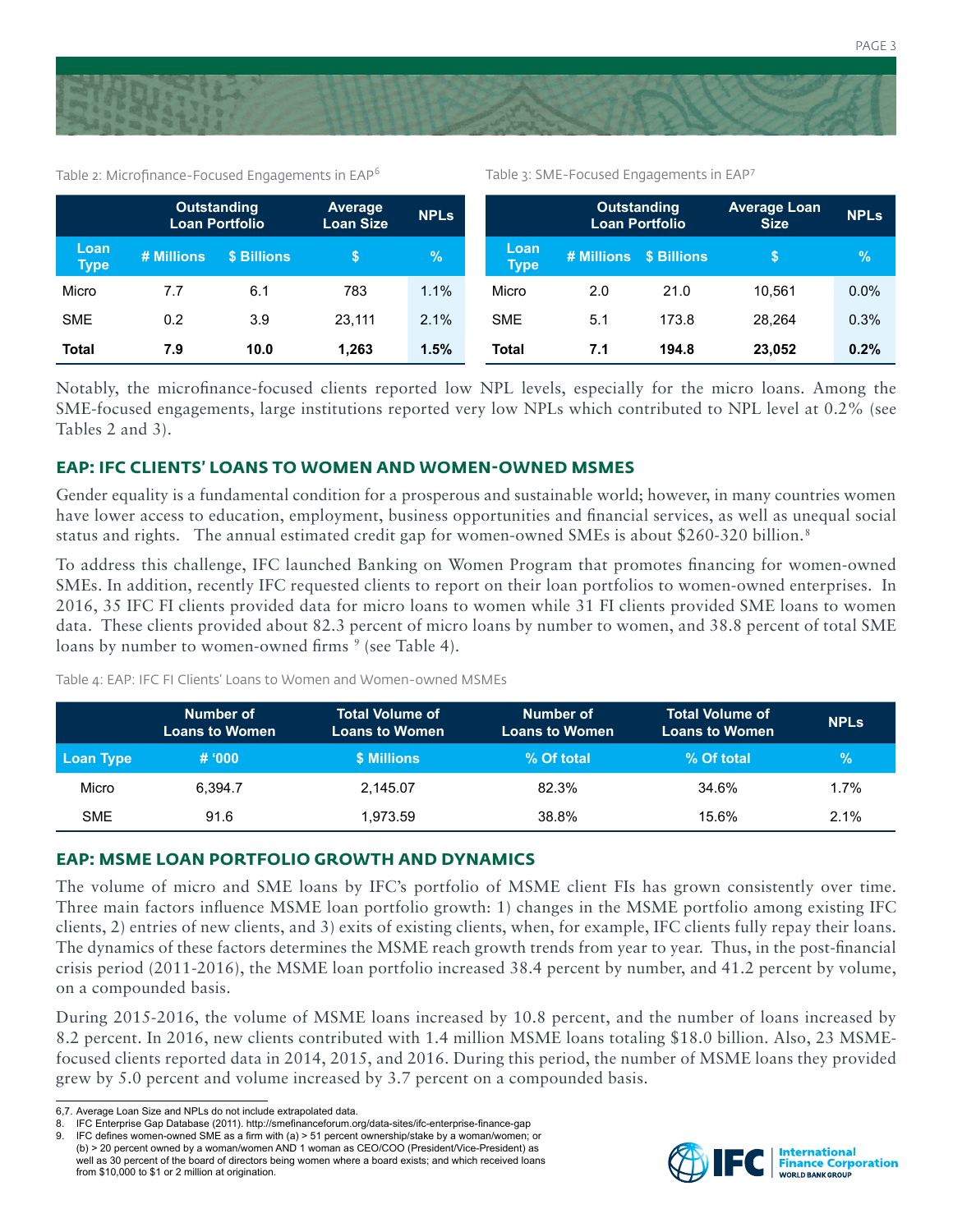Table 2: Microfinance-Focused Engagements in EAP[6]

| | Outstanding Loan Portfolio | | Average Loan Size | NPLs |
|---|---|---|---|---|
| Loan Type | # Millions | $ Billions | $ | % |
| Micro | 7.7 | 6.1 | 783 | 1.1% |
| SME | 0.2 | 3.9 | 23,111 | 2.1% |
| **Total** | **7.9** | **10.0** | **1,263** | **1.5%** |

Table 3: SME-Focused Engagements in EAP[7]

| | Outstanding Loan Portfolio | | Average Loan Size | NPLs |
|---|---|---|---|---|
| Loan Type | # Millions | $ Billions | $ | % |
| Micro | 2.0 | 21.0 | 10,561 | 0.0% |
| SME | 5.1 | 173.8 | 28,264 | 0.3% |
| **Total** | **7.1** | **194.8** | **23,052** | **0.2%** |

Notably, the microfinance-focused clients reported low NPL levels, especially for the micro loans. Among the SME-focused engagements, large institutions reported very low NPLs which contributed to NPL level at 0.2% (see Tables 2 and 3).

## EAP: IFC CLIENTS' LOANS TO WOMEN AND WOMEN-OWNED MSMES

Gender equality is a fundamental condition for a prosperous and sustainable world; however, in many countries women have lower access to education, employment, business opportunities and financial services, as well as unequal social status and rights. The annual estimated credit gap for women-owned SMEs is about $260-320 billion.[8]

To address this challenge, IFC launched Banking on Women Program that promotes financing for women-owned SMEs. In addition, recently IFC requested clients to report on their loan portfolios to women-owned enterprises. In 2016, 35 IFC FI clients provided data for micro loans to women while 31 FI clients provided SME loans to women data. These clients provided about 82.3 percent of micro loans by number to women, and 38.8 percent of total SME loans by number to women-owned firms [9] (see Table 4).

Table 4: EAP: IFC FI Clients' Loans to Women and Women-owned MSMEs

| | Number of Loans to Women | Total Volume of Loans to Women | Number of Loans to Women | Total Volume of Loans to Women | NPLs |
|---|---|---|---|---|---|
| Loan Type | # '000 | $ Millions | % Of total | % Of total | % |
| Micro | 6,394.7 | 2,145.07 | 82.3% | 34.6% | 1.7% |
| SME | 91.6 | 1,973.59 | 38.8% | 15.6% | 2.1% |

## EAP: MSME LOAN PORTFOLIO GROWTH AND DYNAMICS

The volume of micro and SME loans by IFC's portfolio of MSME client FIs has grown consistently over time. Three main factors influence MSME loan portfolio growth: 1) changes in the MSME portfolio among existing IFC clients, 2) entries of new clients, and 3) exits of existing clients, when, for example, IFC clients fully repay their loans. The dynamics of these factors determines the MSME reach growth trends from year to year. Thus, in the post-financial crisis period (2011-2016), the MSME loan portfolio increased 38.4 percent by number, and 41.2 percent by volume, on a compounded basis.

During 2015-2016, the volume of MSME loans increased by 10.8 percent, and the number of loans increased by 8.2 percent. In 2016, new clients contributed with 1.4 million MSME loans totaling $18.0 billion. Also, 23 MSME-focused clients reported data in 2014, 2015, and 2016. During this period, the number of MSME loans they provided grew by 5.0 percent and volume increased by 3.7 percent on a compounded basis.

---

6,7. Average Loan Size and NPLs do not include extrapolated data.
8. IFC Enterprise Gap Database (2011). http://smefinanceforum.org/data-sites/ifc-enterprise-finance-gap
9. IFC defines women-owned SME as a firm with (a) > 51 percent ownership/stake by a woman/women; or (b) > 20 percent owned by a woman/women AND 1 woman as CEO/COO (President/Vice-President) as well as 30 percent of the board of directors being women where a board exists; and which received loans from $10,000 to $1 or 2 million at origination.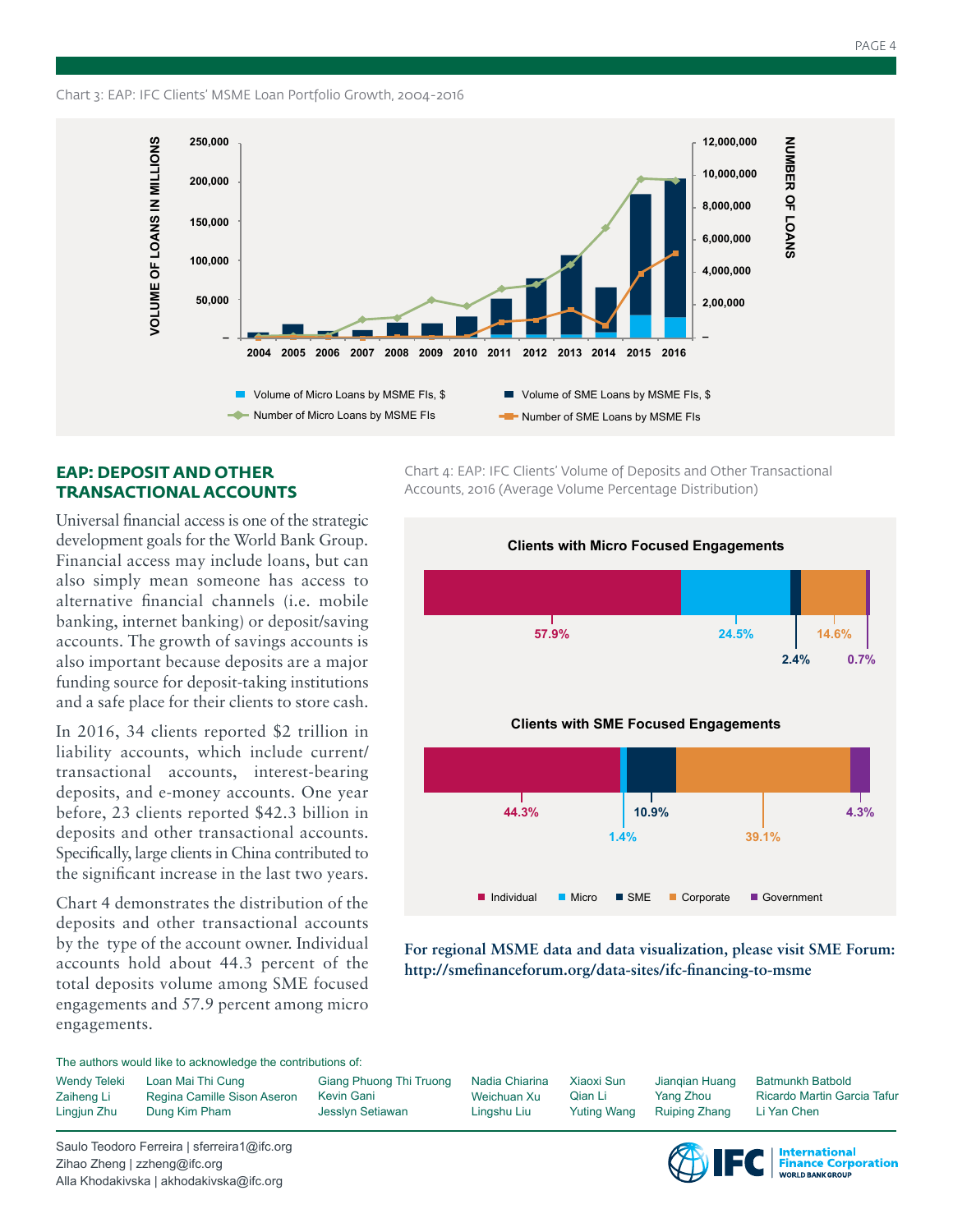Chart 3: EAP: IFC Clients' MSME Loan Portfolio Growth, 2004-2016

VOLUME OF LOANS IN MILLIONS

250,000
200,000
150,000
100,000
50,000
–

NUMBER OF LOANS

12,000,000
10,000,000
8,000,000
6,000,000
4,000,000
2,00,000
–

2004 2005 2006 2007 2008 2009 2010 2011 2012 2013 2014 2015 2016

Volume of Micro Loans by MSME FIs, $
Volume of SME Loans by MSME FIs, $
Number of Micro Loans by MSME FIs
Number of SME Loans by MSME FIs

## EAP: DEPOSIT AND OTHER TRANSACTIONAL ACCOUNTS

Universal financial access is one of the strategic development goals for the World Bank Group. Financial access may include loans, but can also simply mean someone has access to alternative financial channels (i.e. mobile banking, internet banking) or deposit/saving accounts. The growth of savings accounts is also important because deposits are a major funding source for deposit-taking institutions and a safe place for their clients to store cash.

In 2016, 34 clients reported $2 trillion in liability accounts, which include current/transactional accounts, interest-bearing deposits, and e-money accounts. One year before, 23 clients reported $42.3 billion in deposits and other transactional accounts. Specifically, large clients in China contributed to the significant increase in the last two years.

Chart 4 demonstrates the distribution of the deposits and other transactional accounts by the type of the account owner. Individual accounts hold about 44.3 percent of the total deposits volume among SME focused engagements and 57.9 percent among micro engagements.

Chart 4: EAP: IFC Clients' Volume of Deposits and Other Transactional Accounts, 2016 (Average Volume Percentage Distribution)

Clients with Micro Focused Engagements

57.9% 24.5% 2.4% 14.6% 0.7%

Clients with SME Focused Engagements

44.3% 1.4% 10.9% 39.1% 4.3%

Individual Micro SME Corporate Government

**For regional MSME data and data visualization, please visit SME Forum: http://smefinanceforum.org/data-sites/ifc-financing-to-msme**

The authors would like to acknowledge the contributions of:

Wendy Teleki, Zaiheng Li, Lingjun Zhu, Loan Mai Thi Cung, Regina Camille Sison Aseron, Dung Kim Pham, Giang Phuong Thi Truong, Kevin Gani, Jesslyn Setiawan, Nadia Chiarina, Weichuan Xu, Lingshu Liu, Xiaoxi Sun, Qian Li, Yuting Wang, Jianqian Huang, Yang Zhou, Ruiping Zhang, Batmunkh Batbold, Ricardo Martin Garcia Tafur, Li Yan Chen

Saulo Teodoro Ferreira | sferreira1@ifc.org
Zihao Zheng | zzheng@ifc.org
Alla Khodakivska | akhodakivska@ifc.org

IFC International Finance Corporation WORLD BANK GROUP